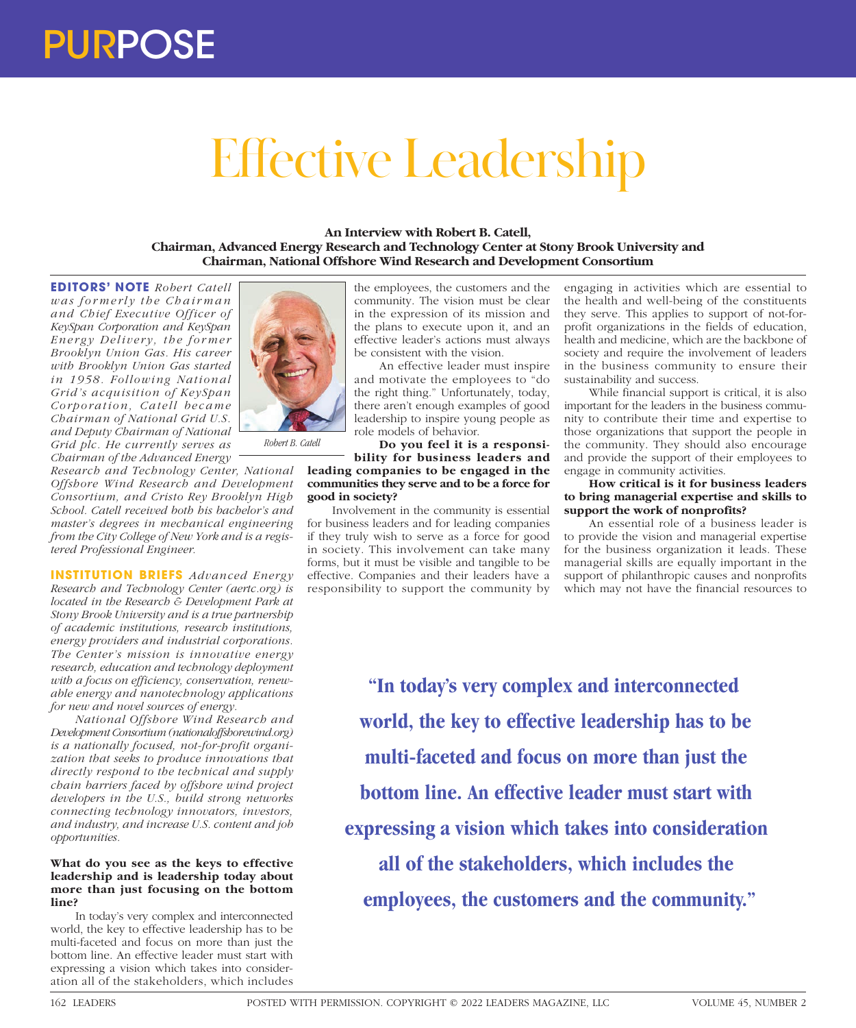# Effective Leadership

**An Interview with Robert B. Catell,**
**Chairman, Advanced Energy Research and Technology Center at Stony Brook University and**
**Chairman, National Offshore Wind Research and Development Consortium**

**EDITORS' NOTE** *Robert Catell was formerly the Chairman and Chief Executive Officer of KeySpan Corporation and KeySpan Energy Delivery, the former Brooklyn Union Gas. His career with Brooklyn Union Gas started in 1958. Following National Grid's acquisition of KeySpan Corporation, Catell became Chairman of National Grid U.S. and Deputy Chairman of National Grid plc. He currently serves as Chairman of the Advanced Energy Research and Technology Center, National Offshore Wind Research and Development Consortium, and Cristo Rey Brooklyn High School. Catell received both his bachelor's and master's degrees in mechanical engineering from the City College of New York and is a registered Professional Engineer.*

Robert B. Catell

**INSTITUTION BRIEFS** *Advanced Energy Research and Technology Center (aertc.org) is located in the Research & Development Park at Stony Brook University and is a true partnership of academic institutions, research institutions, energy providers and industrial corporations. The Center's mission is innovative energy research, education and technology deployment with a focus on efficiency, conservation, renewable energy and nanotechnology applications for new and novel sources of energy.*

*National Offshore Wind Research and Development Consortium (nationaloffshorewind.org) is a nationally focused, not-for-profit organization that seeks to produce innovations that directly respond to the technical and supply chain barriers faced by offshore wind project developers in the U.S., build strong networks connecting technology innovators, investors, and industry, and increase U.S. content and job opportunities.*

**What do you see as the keys to effective leadership and is leadership today about more than just focusing on the bottom line?**

In today's very complex and interconnected world, the key to effective leadership has to be multi-faceted and focus on more than just the bottom line. An effective leader must start with expressing a vision which takes into consideration all of the stakeholders, which includes the employees, the customers and the community. The vision must be clear in the expression of its mission and the plans to execute upon it, and an effective leader's actions must always be consistent with the vision.

An effective leader must inspire and motivate the employees to "do the right thing." Unfortunately, today, there aren't enough examples of good leadership to inspire young people as role models of behavior.

**Do you feel it is a responsibility for business leaders and leading companies to be engaged in the communities they serve and to be a force for good in society?**

Involvement in the community is essential for business leaders and for leading companies if they truly wish to serve as a force for good in society. This involvement can take many forms, but it must be visible and tangible to be effective. Companies and their leaders have a responsibility to support the community by engaging in activities which are essential to the health and well-being of the constituents they serve. This applies to support of not-for-profit organizations in the fields of education, health and medicine, which are the backbone of society and require the involvement of leaders in the business community to ensure their sustainability and success.

While financial support is critical, it is also important for the leaders in the business community to contribute their time and expertise to those organizations that support the people in the community. They should also encourage and provide the support of their employees to engage in community activities.

**How critical is it for business leaders to bring managerial expertise and skills to support the work of nonprofits?**

An essential role of a business leader is to provide the vision and managerial expertise for the business organization it leads. These managerial skills are equally important in the support of philanthropic causes and nonprofits which may not have the financial resources to

> **"In today's very complex and interconnected world, the key to effective leadership has to be multi-faceted and focus on more than just the bottom line. An effective leader must start with expressing a vision which takes into consideration all of the stakeholders, which includes the employees, the customers and the community."**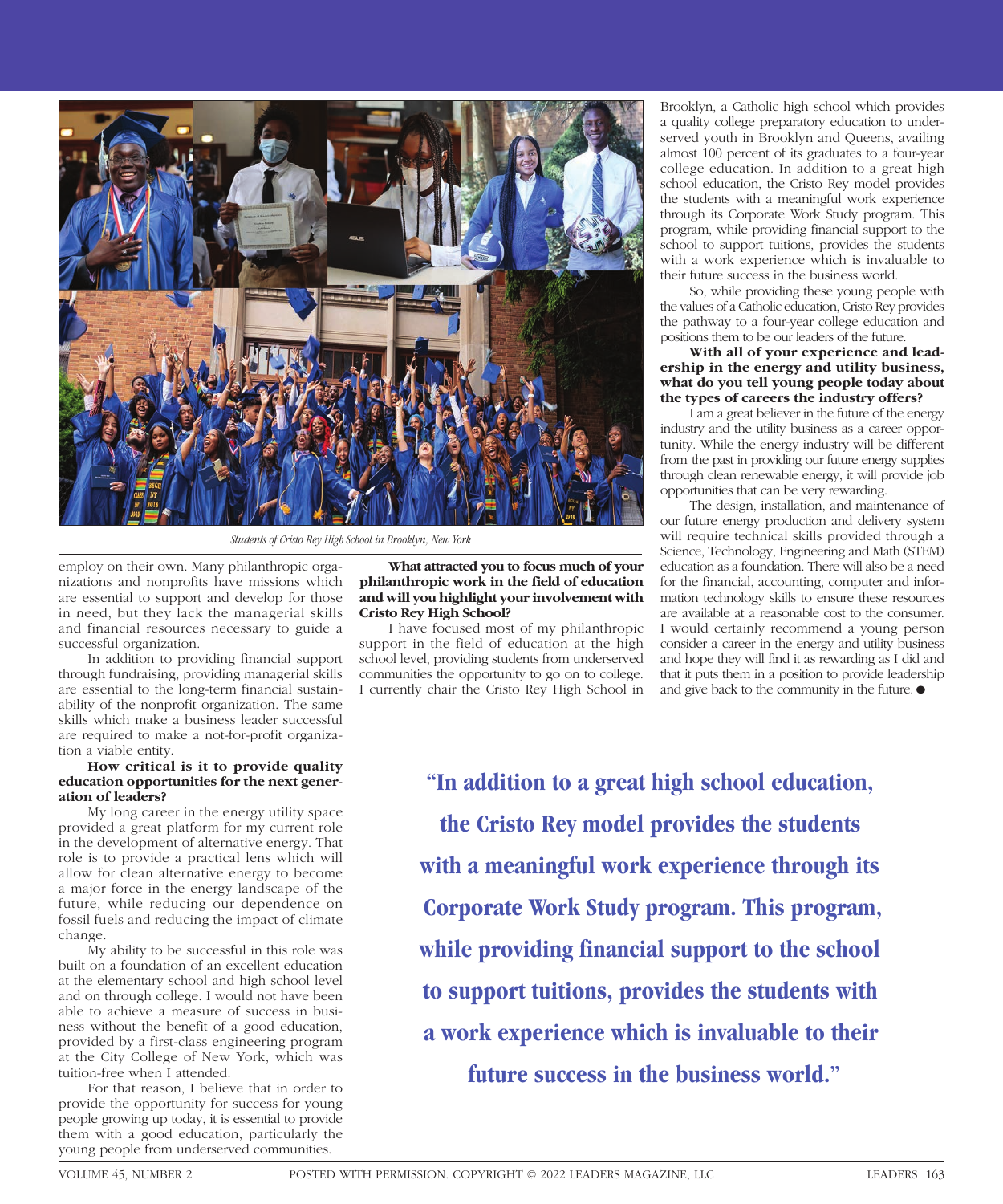*Students of Cristo Rey High School in Brooklyn, New York*

employ on their own. Many philanthropic organizations and nonprofits have missions which are essential to support and develop for those in need, but they lack the managerial skills and financial resources necessary to guide a successful organization.

In addition to providing financial support through fundraising, providing managerial skills are essential to the long-term financial sustainability of the nonprofit organization. The same skills which make a business leader successful are required to make a not-for-profit organization a viable entity.

**How critical is it to provide quality education opportunities for the next generation of leaders?**

My long career in the energy utility space provided a great platform for my current role in the development of alternative energy. That role is to provide a practical lens which will allow for clean alternative energy to become a major force in the energy landscape of the future, while reducing our dependence on fossil fuels and reducing the impact of climate change.

My ability to be successful in this role was built on a foundation of an excellent education at the elementary school and high school level and on through college. I would not have been able to achieve a measure of success in business without the benefit of a good education, provided by a first-class engineering program at the City College of New York, which was tuition-free when I attended.

For that reason, I believe that in order to provide the opportunity for success for young people growing up today, it is essential to provide them with a good education, particularly the young people from underserved communities.

**What attracted you to focus much of your philanthropic work in the field of education and will you highlight your involvement with Cristo Rey High School?**

I have focused most of my philanthropic support in the field of education at the high school level, providing students from underserved communities the opportunity to go on to college. I currently chair the Cristo Rey High School in Brooklyn, a Catholic high school which provides a quality college preparatory education to underserved youth in Brooklyn and Queens, availing almost 100 percent of its graduates to a four-year college education. In addition to a great high school education, the Cristo Rey model provides the students with a meaningful work experience through its Corporate Work Study program. This program, while providing financial support to the school to support tuitions, provides the students with a work experience which is invaluable to their future success in the business world.

So, while providing these young people with the values of a Catholic education, Cristo Rey provides the pathway to a four-year college education and positions them to be our leaders of the future.

**With all of your experience and leadership in the energy and utility business, what do you tell young people today about the types of careers the industry offers?**

I am a great believer in the future of the energy industry and the utility business as a career opportunity. While the energy industry will be different from the past in providing our future energy supplies through clean renewable energy, it will provide job opportunities that can be very rewarding.

The design, installation, and maintenance of our future energy production and delivery system will require technical skills provided through a Science, Technology, Engineering and Math (STEM) education as a foundation. There will also be a need for the financial, accounting, computer and information technology skills to ensure these resources are available at a reasonable cost to the consumer. I would certainly recommend a young person consider a career in the energy and utility business and hope they will find it as rewarding as I did and that it puts them in a position to provide leadership and give back to the community in the future. ●

**"In addition to a great high school education, the Cristo Rey model provides the students with a meaningful work experience through its Corporate Work Study program. This program, while providing financial support to the school to support tuitions, provides the students with a work experience which is invaluable to their future success in the business world."**

POSTED WITH PERMISSION. COPYRIGHT © 2022 LEADERS MAGAZINE, LLC